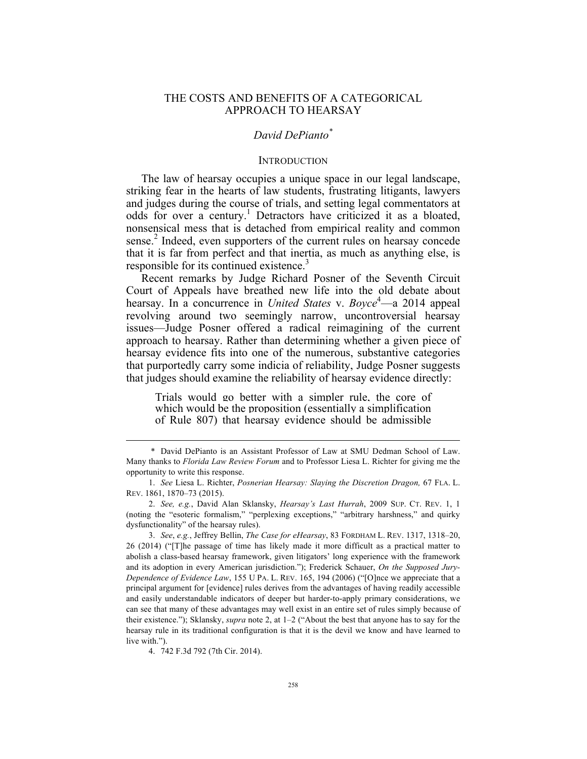# THE COSTS AND BENEFITS OF A CATEGORICAL APPROACH TO HEARSAY

*David DePianto*[*]

## INTRODUCTION

The law of hearsay occupies a unique space in our legal landscape, striking fear in the hearts of law students, frustrating litigants, lawyers and judges during the course of trials, and setting legal commentators at odds for over a century.[1] Detractors have criticized it as a bloated, nonsensical mess that is detached from empirical reality and common sense.[2] Indeed, even supporters of the current rules on hearsay concede that it is far from perfect and that inertia, as much as anything else, is responsible for its continued existence.[3]

Recent remarks by Judge Richard Posner of the Seventh Circuit Court of Appeals have breathed new life into the old debate about hearsay. In a concurrence in *United States* v. *Boyce*[4]—a 2014 appeal revolving around two seemingly narrow, uncontroversial hearsay issues—Judge Posner offered a radical reimagining of the current approach to hearsay. Rather than determining whether a given piece of hearsay evidence fits into one of the numerous, substantive categories that purportedly carry some indicia of reliability, Judge Posner suggests that judges should examine the reliability of hearsay evidence directly:

> Trials would go better with a simpler rule, the core of which would be the proposition (essentially a simplification of Rule 807) that hearsay evidence should be admissible

---

\* David DePianto is an Assistant Professor of Law at SMU Dedman School of Law. Many thanks to *Florida Law Review Forum* and to Professor Liesa L. Richter for giving me the opportunity to write this response.

1. *See* Liesa L. Richter, *Posnerian Hearsay: Slaying the Discretion Dragon,* 67 FLA. L. REV. 1861, 1870–73 (2015).

2. *See, e.g.*, David Alan Sklansky, *Hearsay's Last Hurrah*, 2009 SUP. CT. REV. 1, 1 (noting the "esoteric formalism," "perplexing exceptions," "arbitrary harshness," and quirky dysfunctionality" of the hearsay rules).

3. *See*, *e.g.*, Jeffrey Bellin, *The Case for eHearsay*, 83 FORDHAM L. REV. 1317, 1318–20, 26 (2014) ("[T]he passage of time has likely made it more difficult as a practical matter to abolish a class-based hearsay framework, given litigators' long experience with the framework and its adoption in every American jurisdiction."); Frederick Schauer, *On the Supposed Jury-Dependence of Evidence Law*, 155 U PA. L. REV. 165, 194 (2006) ("[O]nce we appreciate that a principal argument for [evidence] rules derives from the advantages of having readily accessible and easily understandable indicators of deeper but harder-to-apply primary considerations, we can see that many of these advantages may well exist in an entire set of rules simply because of their existence."); Sklansky, *supra* note 2, at 1–2 ("About the best that anyone has to say for the hearsay rule in its traditional configuration is that it is the devil we know and have learned to live with.").

4. 742 F.3d 792 (7th Cir. 2014).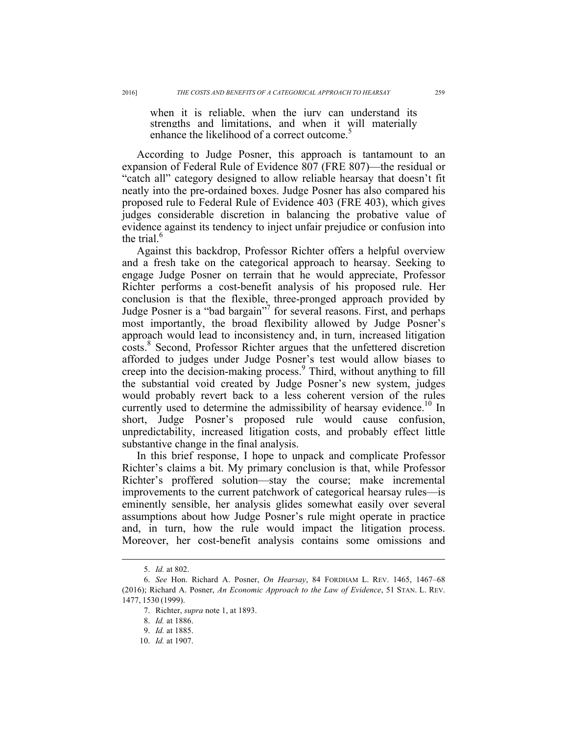> when it is reliable, when the jury can understand its strengths and limitations, and when it will materially enhance the likelihood of a correct outcome.[5]

According to Judge Posner, this approach is tantamount to an expansion of Federal Rule of Evidence 807 (FRE 807)—the residual or "catch all" category designed to allow reliable hearsay that doesn't fit neatly into the pre-ordained boxes. Judge Posner has also compared his proposed rule to Federal Rule of Evidence 403 (FRE 403), which gives judges considerable discretion in balancing the probative value of evidence against its tendency to inject unfair prejudice or confusion into the trial.[6]

Against this backdrop, Professor Richter offers a helpful overview and a fresh take on the categorical approach to hearsay. Seeking to engage Judge Posner on terrain that he would appreciate, Professor Richter performs a cost-benefit analysis of his proposed rule. Her conclusion is that the flexible, three-pronged approach provided by Judge Posner is a "bad bargain"[7] for several reasons. First, and perhaps most importantly, the broad flexibility allowed by Judge Posner's approach would lead to inconsistency and, in turn, increased litigation costs.[8] Second, Professor Richter argues that the unfettered discretion afforded to judges under Judge Posner's test would allow biases to creep into the decision-making process.[9] Third, without anything to fill the substantial void created by Judge Posner's new system, judges would probably revert back to a less coherent version of the rules currently used to determine the admissibility of hearsay evidence.[10] In short, Judge Posner's proposed rule would cause confusion, unpredictability, increased litigation costs, and probably effect little substantive change in the final analysis.

In this brief response, I hope to unpack and complicate Professor Richter's claims a bit. My primary conclusion is that, while Professor Richter's proffered solution—stay the course; make incremental improvements to the current patchwork of categorical hearsay rules—is eminently sensible, her analysis glides somewhat easily over several assumptions about how Judge Posner's rule might operate in practice and, in turn, how the rule would impact the litigation process. Moreover, her cost-benefit analysis contains some omissions and

---

5. *Id.* at 802.

6. *See* Hon. Richard A. Posner, *On Hearsay*, 84 FORDHAM L. REV. 1465, 1467–68 (2016); Richard A. Posner, *An Economic Approach to the Law of Evidence*, 51 STAN. L. REV. 1477, 1530 (1999).

7. Richter, *supra* note 1, at 1893.

8. *Id.* at 1886.

9. *Id.* at 1885.

10. *Id.* at 1907.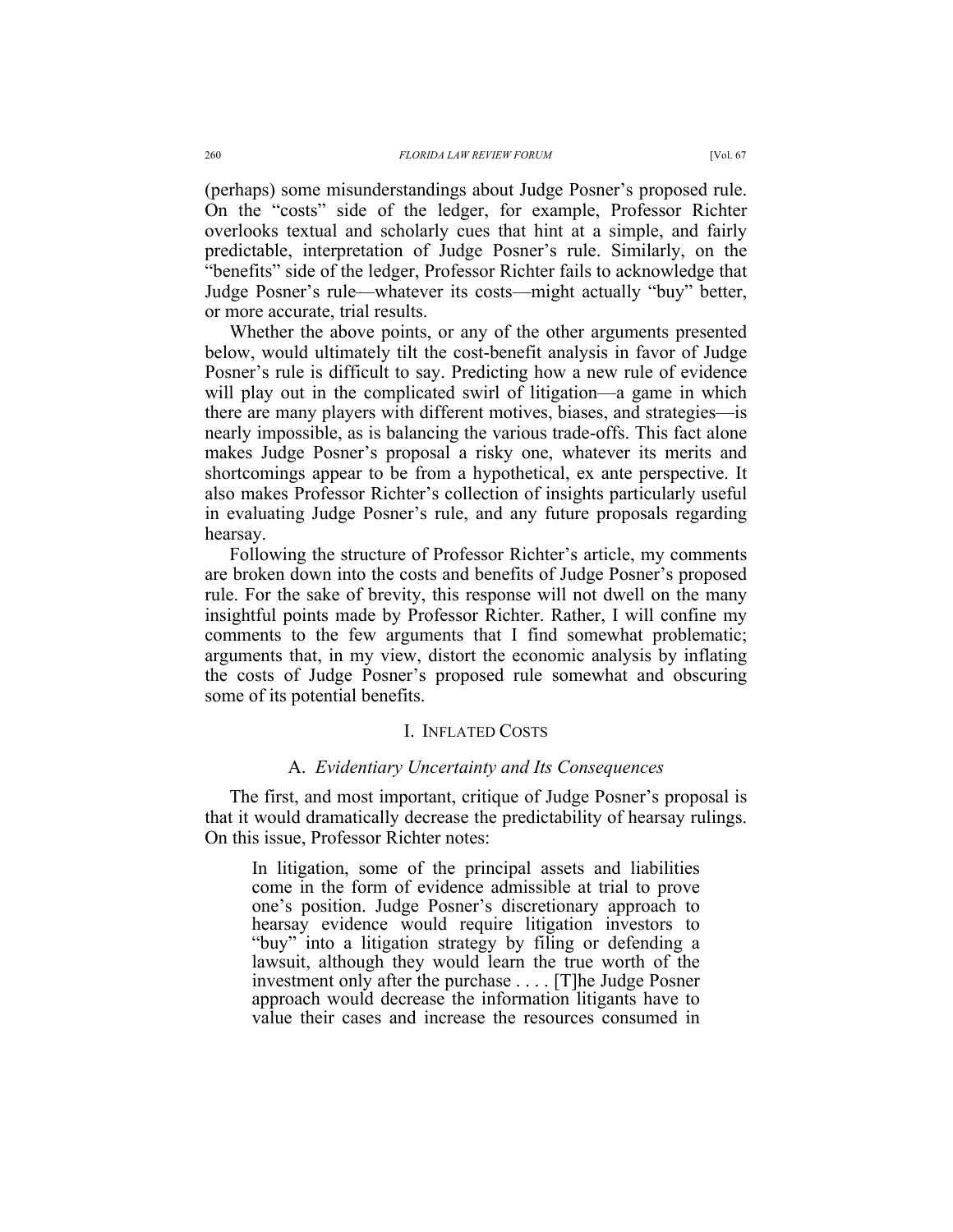(perhaps) some misunderstandings about Judge Posner's proposed rule. On the "costs" side of the ledger, for example, Professor Richter overlooks textual and scholarly cues that hint at a simple, and fairly predictable, interpretation of Judge Posner's rule. Similarly, on the "benefits" side of the ledger, Professor Richter fails to acknowledge that Judge Posner's rule—whatever its costs—might actually "buy" better, or more accurate, trial results.

Whether the above points, or any of the other arguments presented below, would ultimately tilt the cost-benefit analysis in favor of Judge Posner's rule is difficult to say. Predicting how a new rule of evidence will play out in the complicated swirl of litigation—a game in which there are many players with different motives, biases, and strategies—is nearly impossible, as is balancing the various trade-offs. This fact alone makes Judge Posner's proposal a risky one, whatever its merits and shortcomings appear to be from a hypothetical, ex ante perspective. It also makes Professor Richter's collection of insights particularly useful in evaluating Judge Posner's rule, and any future proposals regarding hearsay.

Following the structure of Professor Richter's article, my comments are broken down into the costs and benefits of Judge Posner's proposed rule. For the sake of brevity, this response will not dwell on the many insightful points made by Professor Richter. Rather, I will confine my comments to the few arguments that I find somewhat problematic; arguments that, in my view, distort the economic analysis by inflating the costs of Judge Posner's proposed rule somewhat and obscuring some of its potential benefits.

## I. INFLATED COSTS

### A. *Evidentiary Uncertainty and Its Consequences*

The first, and most important, critique of Judge Posner's proposal is that it would dramatically decrease the predictability of hearsay rulings. On this issue, Professor Richter notes:

> In litigation, some of the principal assets and liabilities come in the form of evidence admissible at trial to prove one's position. Judge Posner's discretionary approach to hearsay evidence would require litigation investors to "buy" into a litigation strategy by filing or defending a lawsuit, although they would learn the true worth of the investment only after the purchase . . . . [T]he Judge Posner approach would decrease the information litigants have to value their cases and increase the resources consumed in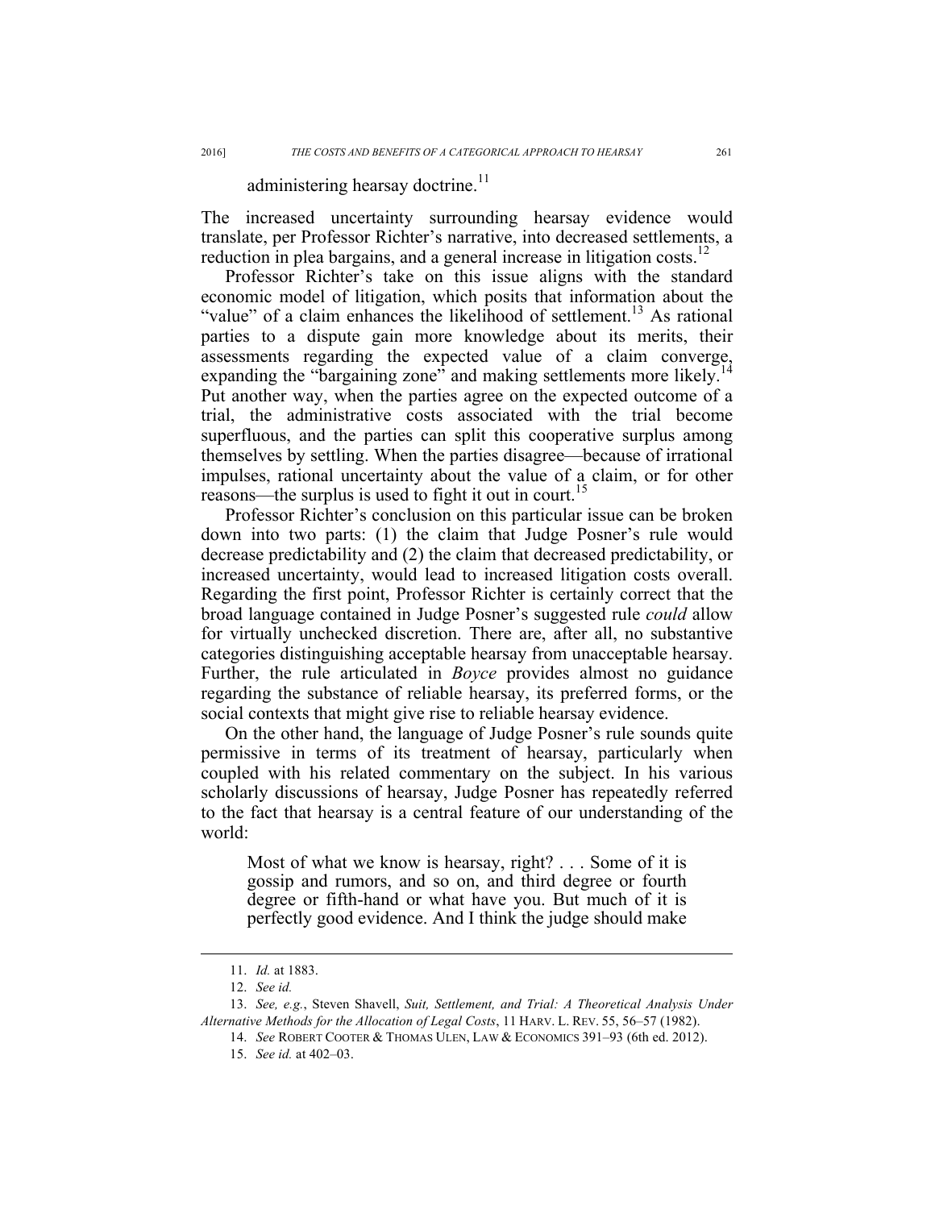administering hearsay doctrine.[11]

The increased uncertainty surrounding hearsay evidence would translate, per Professor Richter's narrative, into decreased settlements, a reduction in plea bargains, and a general increase in litigation costs.[12]

Professor Richter's take on this issue aligns with the standard economic model of litigation, which posits that information about the "value" of a claim enhances the likelihood of settlement.[13] As rational parties to a dispute gain more knowledge about its merits, their assessments regarding the expected value of a claim converge, expanding the "bargaining zone" and making settlements more likely.[14] Put another way, when the parties agree on the expected outcome of a trial, the administrative costs associated with the trial become superfluous, and the parties can split this cooperative surplus among themselves by settling. When the parties disagree—because of irrational impulses, rational uncertainty about the value of a claim, or for other reasons—the surplus is used to fight it out in court.[15]

Professor Richter's conclusion on this particular issue can be broken down into two parts: (1) the claim that Judge Posner's rule would decrease predictability and (2) the claim that decreased predictability, or increased uncertainty, would lead to increased litigation costs overall. Regarding the first point, Professor Richter is certainly correct that the broad language contained in Judge Posner's suggested rule *could* allow for virtually unchecked discretion. There are, after all, no substantive categories distinguishing acceptable hearsay from unacceptable hearsay. Further, the rule articulated in *Boyce* provides almost no guidance regarding the substance of reliable hearsay, its preferred forms, or the social contexts that might give rise to reliable hearsay evidence.

On the other hand, the language of Judge Posner's rule sounds quite permissive in terms of its treatment of hearsay, particularly when coupled with his related commentary on the subject. In his various scholarly discussions of hearsay, Judge Posner has repeatedly referred to the fact that hearsay is a central feature of our understanding of the world:

> Most of what we know is hearsay, right? . . . Some of it is gossip and rumors, and so on, and third degree or fourth degree or fifth-hand or what have you. But much of it is perfectly good evidence. And I think the judge should make

---

11. *Id.* at 1883.

12. *See id.*

13. *See, e.g.*, Steven Shavell, *Suit, Settlement, and Trial: A Theoretical Analysis Under Alternative Methods for the Allocation of Legal Costs*, 11 HARV. L. REV. 55, 56–57 (1982).

14. *See* ROBERT COOTER & THOMAS ULEN, LAW & ECONOMICS 391–93 (6th ed. 2012).

15. *See id.* at 402–03.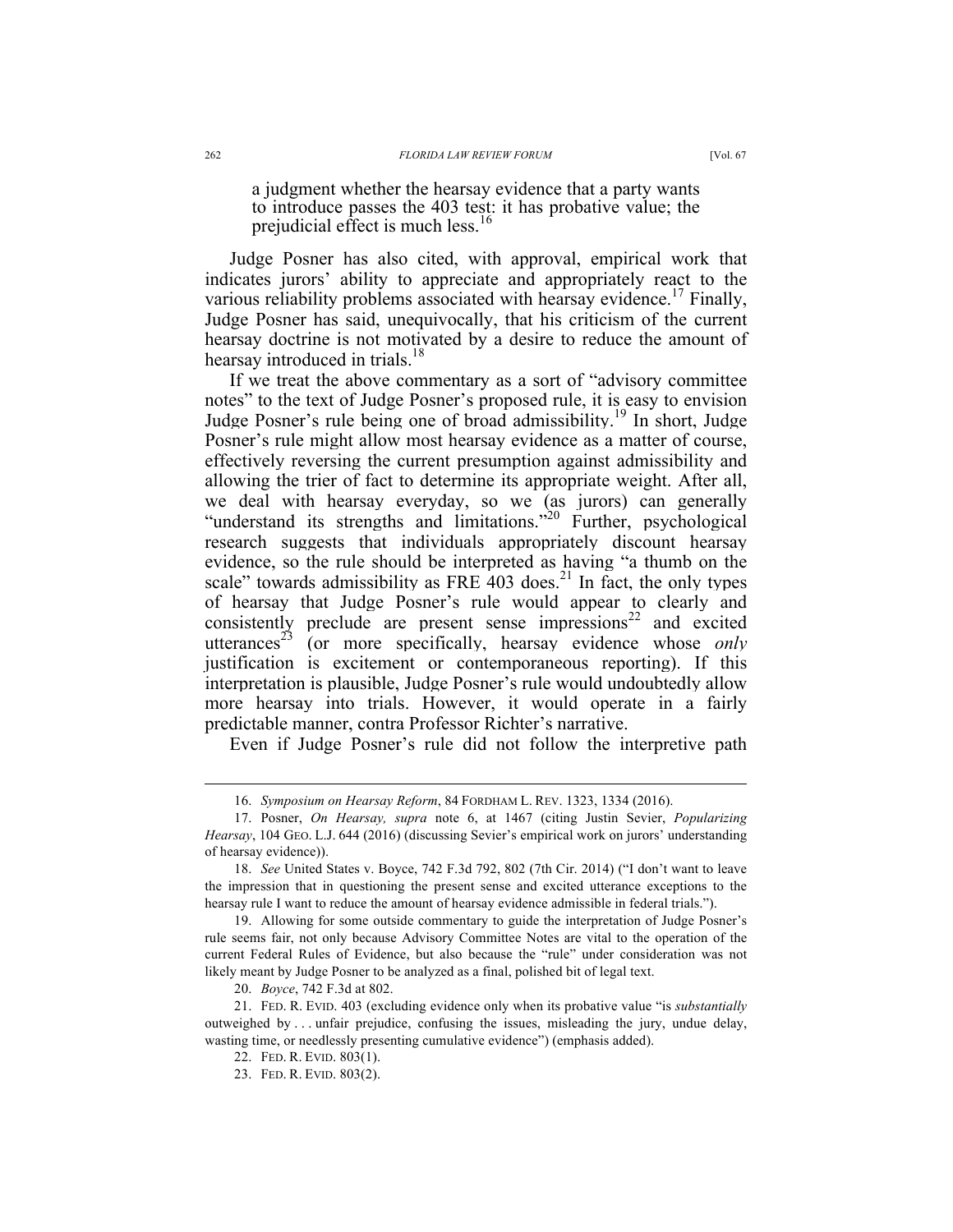> a judgment whether the hearsay evidence that a party wants to introduce passes the 403 test: it has probative value; the prejudicial effect is much less.[16]

Judge Posner has also cited, with approval, empirical work that indicates jurors' ability to appreciate and appropriately react to the various reliability problems associated with hearsay evidence.[17] Finally, Judge Posner has said, unequivocally, that his criticism of the current hearsay doctrine is not motivated by a desire to reduce the amount of hearsay introduced in trials.[18]

If we treat the above commentary as a sort of "advisory committee notes" to the text of Judge Posner's proposed rule, it is easy to envision Judge Posner's rule being one of broad admissibility.[19] In short, Judge Posner's rule might allow most hearsay evidence as a matter of course, effectively reversing the current presumption against admissibility and allowing the trier of fact to determine its appropriate weight. After all, we deal with hearsay everyday, so we (as jurors) can generally "understand its strengths and limitations."[20] Further, psychological research suggests that individuals appropriately discount hearsay evidence, so the rule should be interpreted as having "a thumb on the scale" towards admissibility as FRE 403 does.[21] In fact, the only types of hearsay that Judge Posner's rule would appear to clearly and consistently preclude are present sense impressions[22] and excited utterances[23] (or more specifically, hearsay evidence whose *only* justification is excitement or contemporaneous reporting). If this interpretation is plausible, Judge Posner's rule would undoubtedly allow more hearsay into trials. However, it would operate in a fairly predictable manner, contra Professor Richter's narrative.

Even if Judge Posner's rule did not follow the interpretive path

---

16. *Symposium on Hearsay Reform*, 84 FORDHAM L. REV. 1323, 1334 (2016).

17. Posner, *On Hearsay, supra* note 6, at 1467 (citing Justin Sevier, *Popularizing Hearsay*, 104 GEO. L.J. 644 (2016) (discussing Sevier's empirical work on jurors' understanding of hearsay evidence)).

18. *See* United States v. Boyce, 742 F.3d 792, 802 (7th Cir. 2014) ("I don't want to leave the impression that in questioning the present sense and excited utterance exceptions to the hearsay rule I want to reduce the amount of hearsay evidence admissible in federal trials.").

19. Allowing for some outside commentary to guide the interpretation of Judge Posner's rule seems fair, not only because Advisory Committee Notes are vital to the operation of the current Federal Rules of Evidence, but also because the "rule" under consideration was not likely meant by Judge Posner to be analyzed as a final, polished bit of legal text.

20. *Boyce*, 742 F.3d at 802.

21. FED. R. EVID. 403 (excluding evidence only when its probative value "is *substantially* outweighed by . . . unfair prejudice, confusing the issues, misleading the jury, undue delay, wasting time, or needlessly presenting cumulative evidence") (emphasis added).

22. FED. R. EVID. 803(1).

23. FED. R. EVID. 803(2).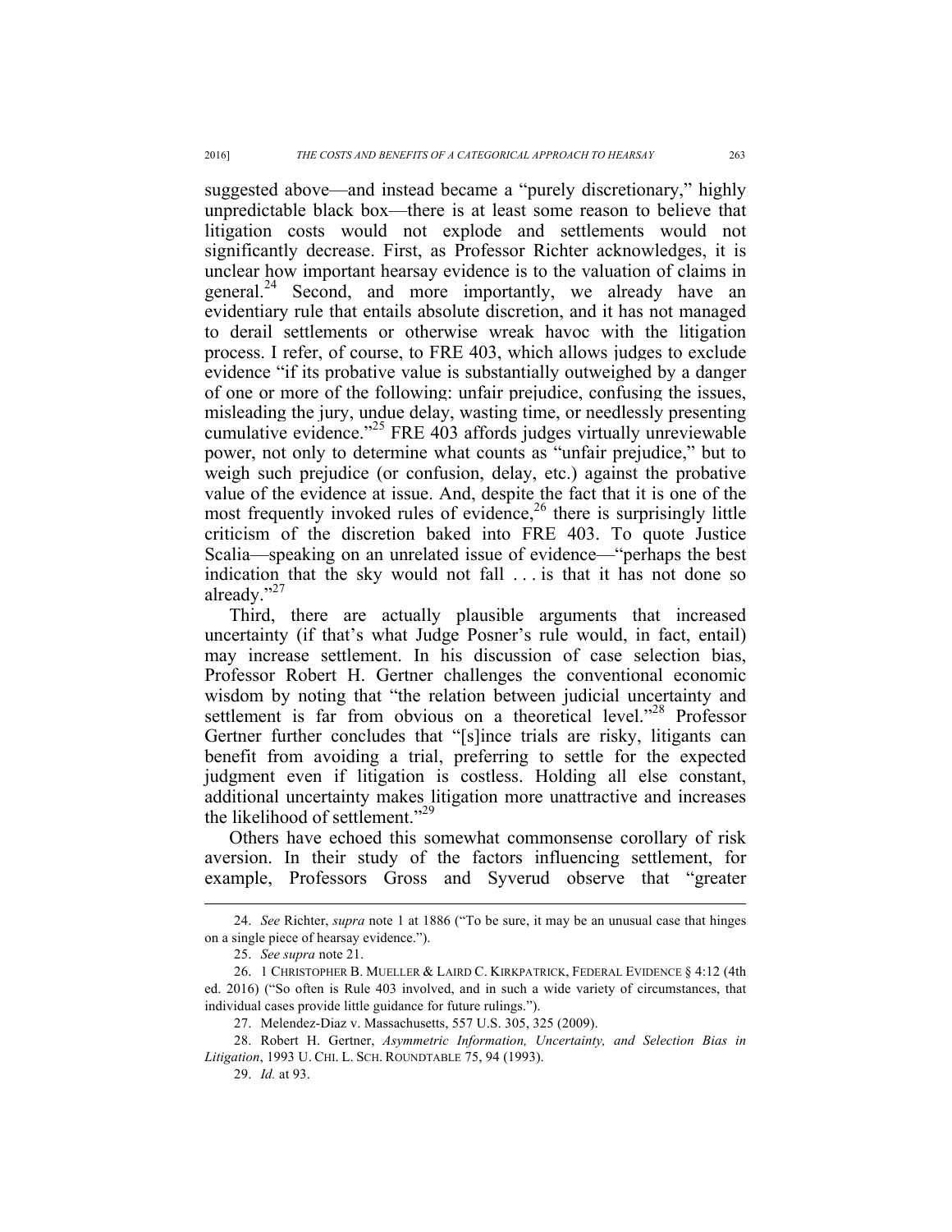suggested above—and instead became a "purely discretionary," highly unpredictable black box—there is at least some reason to believe that litigation costs would not explode and settlements would not significantly decrease. First, as Professor Richter acknowledges, it is unclear how important hearsay evidence is to the valuation of claims in general.[24] Second, and more importantly, we already have an evidentiary rule that entails absolute discretion, and it has not managed to derail settlements or otherwise wreak havoc with the litigation process. I refer, of course, to FRE 403, which allows judges to exclude evidence "if its probative value is substantially outweighed by a danger of one or more of the following: unfair prejudice, confusing the issues, misleading the jury, undue delay, wasting time, or needlessly presenting cumulative evidence."[25] FRE 403 affords judges virtually unreviewable power, not only to determine what counts as "unfair prejudice," but to weigh such prejudice (or confusion, delay, etc.) against the probative value of the evidence at issue. And, despite the fact that it is one of the most frequently invoked rules of evidence,[26] there is surprisingly little criticism of the discretion baked into FRE 403. To quote Justice Scalia—speaking on an unrelated issue of evidence—"perhaps the best indication that the sky would not fall . . . is that it has not done so already."[27]

Third, there are actually plausible arguments that increased uncertainty (if that's what Judge Posner's rule would, in fact, entail) may increase settlement. In his discussion of case selection bias, Professor Robert H. Gertner challenges the conventional economic wisdom by noting that "the relation between judicial uncertainty and settlement is far from obvious on a theoretical level."[28] Professor Gertner further concludes that "[s]ince trials are risky, litigants can benefit from avoiding a trial, preferring to settle for the expected judgment even if litigation is costless. Holding all else constant, additional uncertainty makes litigation more unattractive and increases the likelihood of settlement."[29]

Others have echoed this somewhat commonsense corollary of risk aversion. In their study of the factors influencing settlement, for example, Professors Gross and Syverud observe that "greater

---

24. *See* Richter, *supra* note 1 at 1886 ("To be sure, it may be an unusual case that hinges on a single piece of hearsay evidence.").

25. *See supra* note 21.

26. 1 CHRISTOPHER B. MUELLER & LAIRD C. KIRKPATRICK, FEDERAL EVIDENCE § 4:12 (4th ed. 2016) ("So often is Rule 403 involved, and in such a wide variety of circumstances, that individual cases provide little guidance for future rulings.").

27. Melendez-Diaz v. Massachusetts, 557 U.S. 305, 325 (2009).

28. Robert H. Gertner, *Asymmetric Information, Uncertainty, and Selection Bias in Litigation*, 1993 U. CHI. L. SCH. ROUNDTABLE 75, 94 (1993).

29. *Id.* at 93.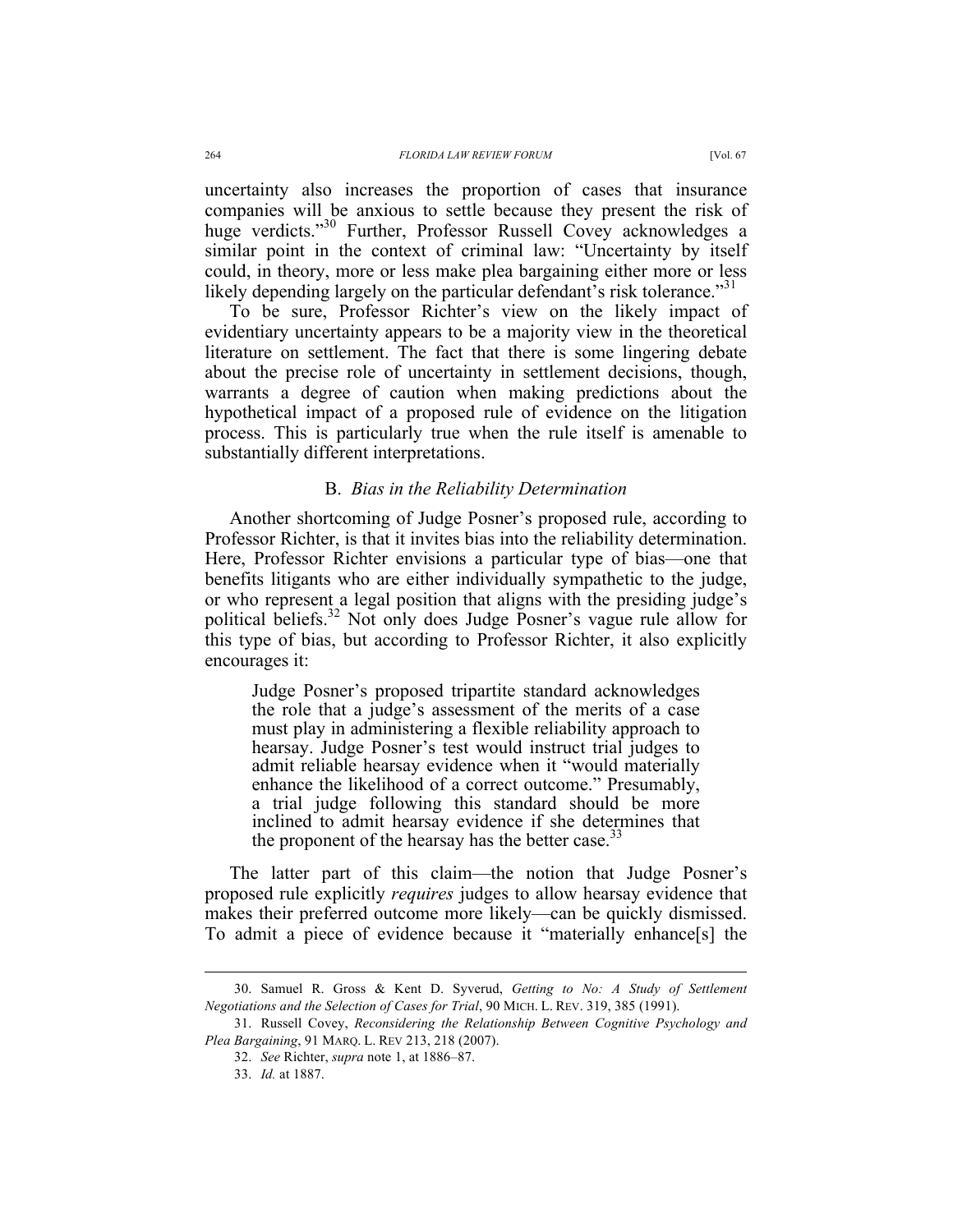uncertainty also increases the proportion of cases that insurance companies will be anxious to settle because they present the risk of huge verdicts."[30] Further, Professor Russell Covey acknowledges a similar point in the context of criminal law: "Uncertainty by itself could, in theory, more or less make plea bargaining either more or less likely depending largely on the particular defendant's risk tolerance."[31]

To be sure, Professor Richter's view on the likely impact of evidentiary uncertainty appears to be a majority view in the theoretical literature on settlement. The fact that there is some lingering debate about the precise role of uncertainty in settlement decisions, though, warrants a degree of caution when making predictions about the hypothetical impact of a proposed rule of evidence on the litigation process. This is particularly true when the rule itself is amenable to substantially different interpretations.

### B. *Bias in the Reliability Determination*

Another shortcoming of Judge Posner's proposed rule, according to Professor Richter, is that it invites bias into the reliability determination. Here, Professor Richter envisions a particular type of bias—one that benefits litigants who are either individually sympathetic to the judge, or who represent a legal position that aligns with the presiding judge's political beliefs.[32] Not only does Judge Posner's vague rule allow for this type of bias, but according to Professor Richter, it also explicitly encourages it:

> Judge Posner's proposed tripartite standard acknowledges the role that a judge's assessment of the merits of a case must play in administering a flexible reliability approach to hearsay. Judge Posner's test would instruct trial judges to admit reliable hearsay evidence when it "would materially enhance the likelihood of a correct outcome." Presumably, a trial judge following this standard should be more inclined to admit hearsay evidence if she determines that the proponent of the hearsay has the better case.[33]

The latter part of this claim—the notion that Judge Posner's proposed rule explicitly *requires* judges to allow hearsay evidence that makes their preferred outcome more likely—can be quickly dismissed. To admit a piece of evidence because it "materially enhance[s] the

---

30. Samuel R. Gross & Kent D. Syverud, *Getting to No: A Study of Settlement Negotiations and the Selection of Cases for Trial*, 90 MICH. L. REV. 319, 385 (1991).

31. Russell Covey, *Reconsidering the Relationship Between Cognitive Psychology and Plea Bargaining*, 91 MARQ. L. REV 213, 218 (2007).

32. *See* Richter, *supra* note 1, at 1886–87.

33. *Id.* at 1887.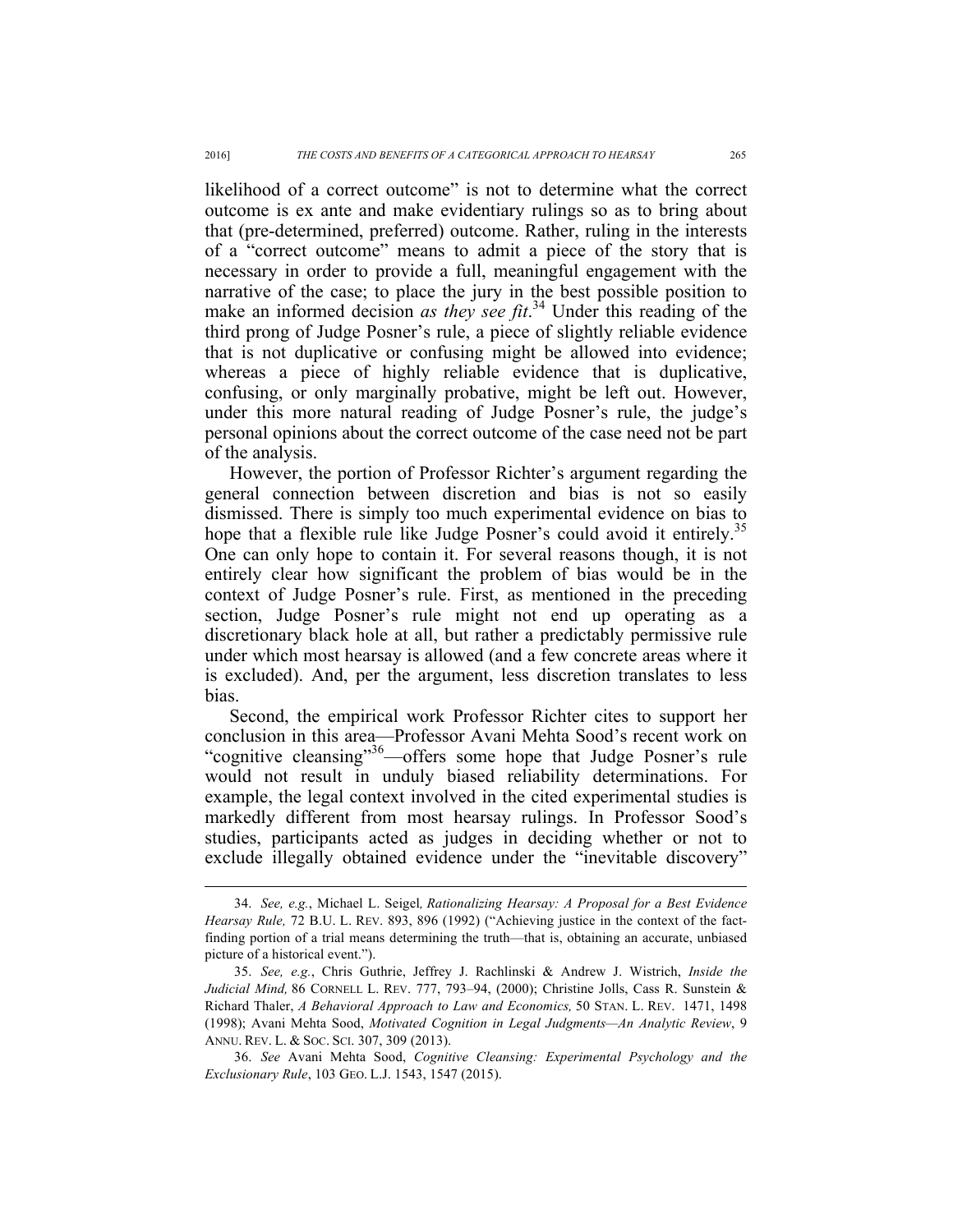likelihood of a correct outcome" is not to determine what the correct outcome is ex ante and make evidentiary rulings so as to bring about that (pre-determined, preferred) outcome. Rather, ruling in the interests of a "correct outcome" means to admit a piece of the story that is necessary in order to provide a full, meaningful engagement with the narrative of the case; to place the jury in the best possible position to make an informed decision *as they see fit*.[34] Under this reading of the third prong of Judge Posner's rule, a piece of slightly reliable evidence that is not duplicative or confusing might be allowed into evidence; whereas a piece of highly reliable evidence that is duplicative, confusing, or only marginally probative, might be left out. However, under this more natural reading of Judge Posner's rule, the judge's personal opinions about the correct outcome of the case need not be part of the analysis.

However, the portion of Professor Richter's argument regarding the general connection between discretion and bias is not so easily dismissed. There is simply too much experimental evidence on bias to hope that a flexible rule like Judge Posner's could avoid it entirely.[35] One can only hope to contain it. For several reasons though, it is not entirely clear how significant the problem of bias would be in the context of Judge Posner's rule. First, as mentioned in the preceding section, Judge Posner's rule might not end up operating as a discretionary black hole at all, but rather a predictably permissive rule under which most hearsay is allowed (and a few concrete areas where it is excluded). And, per the argument, less discretion translates to less bias.

Second, the empirical work Professor Richter cites to support her conclusion in this area—Professor Avani Mehta Sood's recent work on "cognitive cleansing"[36]—offers some hope that Judge Posner's rule would not result in unduly biased reliability determinations. For example, the legal context involved in the cited experimental studies is markedly different from most hearsay rulings. In Professor Sood's studies, participants acted as judges in deciding whether or not to exclude illegally obtained evidence under the "inevitable discovery"

---

34. *See, e.g.*, Michael L. Seigel*, Rationalizing Hearsay: A Proposal for a Best Evidence Hearsay Rule,* 72 B.U. L. REV. 893, 896 (1992) ("Achieving justice in the context of the fact-finding portion of a trial means determining the truth—that is, obtaining an accurate, unbiased picture of a historical event.").

35. *See, e.g.*, Chris Guthrie, Jeffrey J. Rachlinski & Andrew J. Wistrich, *Inside the Judicial Mind,* 86 CORNELL L. REV. 777, 793–94, (2000); Christine Jolls, Cass R. Sunstein & Richard Thaler, *A Behavioral Approach to Law and Economics,* 50 STAN. L. REV. 1471, 1498 (1998); Avani Mehta Sood, *Motivated Cognition in Legal Judgments—An Analytic Review*, 9 ANNU. REV. L. & SOC. SCI. 307, 309 (2013).

36. *See* Avani Mehta Sood, *Cognitive Cleansing: Experimental Psychology and the Exclusionary Rule*, 103 GEO. L.J. 1543, 1547 (2015).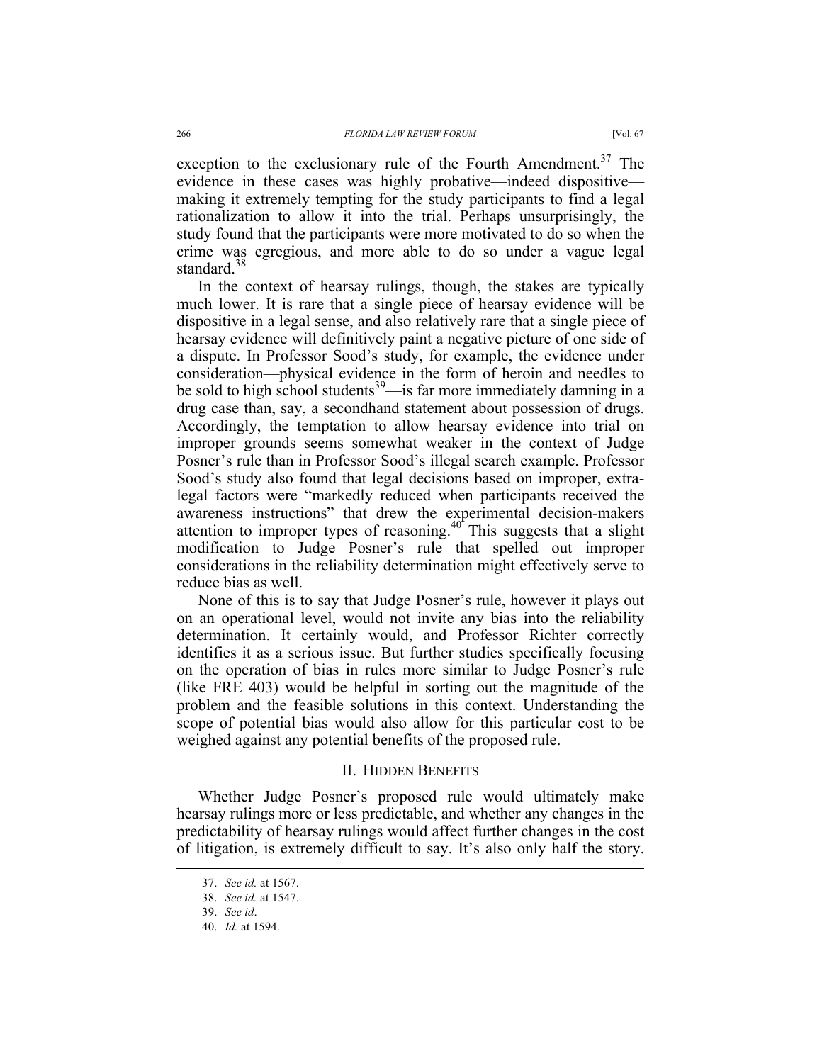exception to the exclusionary rule of the Fourth Amendment.[37] The evidence in these cases was highly probative—indeed dispositive—making it extremely tempting for the study participants to find a legal rationalization to allow it into the trial. Perhaps unsurprisingly, the study found that the participants were more motivated to do so when the crime was egregious, and more able to do so under a vague legal standard.[38]

In the context of hearsay rulings, though, the stakes are typically much lower. It is rare that a single piece of hearsay evidence will be dispositive in a legal sense, and also relatively rare that a single piece of hearsay evidence will definitively paint a negative picture of one side of a dispute. In Professor Sood's study, for example, the evidence under consideration—physical evidence in the form of heroin and needles to be sold to high school students[39]—is far more immediately damning in a drug case than, say, a secondhand statement about possession of drugs. Accordingly, the temptation to allow hearsay evidence into trial on improper grounds seems somewhat weaker in the context of Judge Posner's rule than in Professor Sood's illegal search example. Professor Sood's study also found that legal decisions based on improper, extra-legal factors were "markedly reduced when participants received the awareness instructions" that drew the experimental decision-makers attention to improper types of reasoning.[40] This suggests that a slight modification to Judge Posner's rule that spelled out improper considerations in the reliability determination might effectively serve to reduce bias as well.

None of this is to say that Judge Posner's rule, however it plays out on an operational level, would not invite any bias into the reliability determination. It certainly would, and Professor Richter correctly identifies it as a serious issue. But further studies specifically focusing on the operation of bias in rules more similar to Judge Posner's rule (like FRE 403) would be helpful in sorting out the magnitude of the problem and the feasible solutions in this context. Understanding the scope of potential bias would also allow for this particular cost to be weighed against any potential benefits of the proposed rule.

## II. Hidden Benefits

Whether Judge Posner's proposed rule would ultimately make hearsay rulings more or less predictable, and whether any changes in the predictability of hearsay rulings would affect further changes in the cost of litigation, is extremely difficult to say. It's also only half the story.

37. *See id.* at 1567.

38. *See id.* at 1547.

39. *See id*.

40. *Id.* at 1594.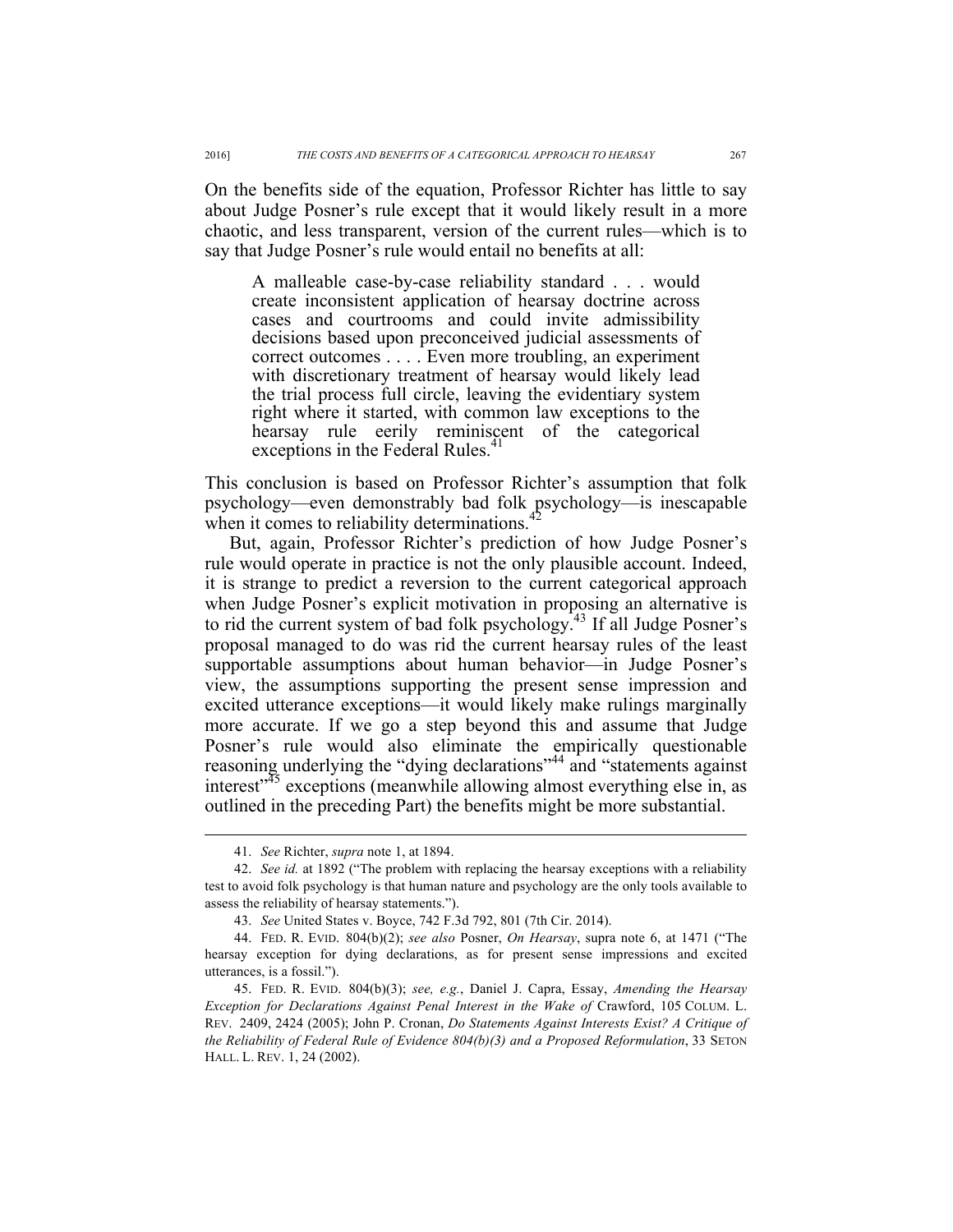On the benefits side of the equation, Professor Richter has little to say about Judge Posner's rule except that it would likely result in a more chaotic, and less transparent, version of the current rules—which is to say that Judge Posner's rule would entail no benefits at all:

> A malleable case-by-case reliability standard . . . would create inconsistent application of hearsay doctrine across cases and courtrooms and could invite admissibility decisions based upon preconceived judicial assessments of correct outcomes . . . . Even more troubling, an experiment with discretionary treatment of hearsay would likely lead the trial process full circle, leaving the evidentiary system right where it started, with common law exceptions to the hearsay rule eerily reminiscent of the categorical exceptions in the Federal Rules.[41]

This conclusion is based on Professor Richter's assumption that folk psychology—even demonstrably bad folk psychology—is inescapable when it comes to reliability determinations.[42]

But, again, Professor Richter's prediction of how Judge Posner's rule would operate in practice is not the only plausible account. Indeed, it is strange to predict a reversion to the current categorical approach when Judge Posner's explicit motivation in proposing an alternative is to rid the current system of bad folk psychology.[43] If all Judge Posner's proposal managed to do was rid the current hearsay rules of the least supportable assumptions about human behavior—in Judge Posner's view, the assumptions supporting the present sense impression and excited utterance exceptions—it would likely make rulings marginally more accurate. If we go a step beyond this and assume that Judge Posner's rule would also eliminate the empirically questionable reasoning underlying the "dying declarations"[44] and "statements against interest"[45] exceptions (meanwhile allowing almost everything else in, as outlined in the preceding Part) the benefits might be more substantial.

---

41. *See* Richter, *supra* note 1, at 1894.

42. *See id.* at 1892 ("The problem with replacing the hearsay exceptions with a reliability test to avoid folk psychology is that human nature and psychology are the only tools available to assess the reliability of hearsay statements.").

43. *See* United States v. Boyce, 742 F.3d 792, 801 (7th Cir. 2014).

44. FED. R. EVID. 804(b)(2); *see also* Posner, *On Hearsay*, supra note 6, at 1471 ("The hearsay exception for dying declarations, as for present sense impressions and excited utterances, is a fossil.").

45. FED. R. EVID. 804(b)(3); *see, e.g.*, Daniel J. Capra, Essay, *Amending the Hearsay Exception for Declarations Against Penal Interest in the Wake of* Crawford, 105 COLUM. L. REV. 2409, 2424 (2005); John P. Cronan, *Do Statements Against Interests Exist? A Critique of the Reliability of Federal Rule of Evidence 804(b)(3) and a Proposed Reformulation*, 33 SETON HALL. L. REV. 1, 24 (2002).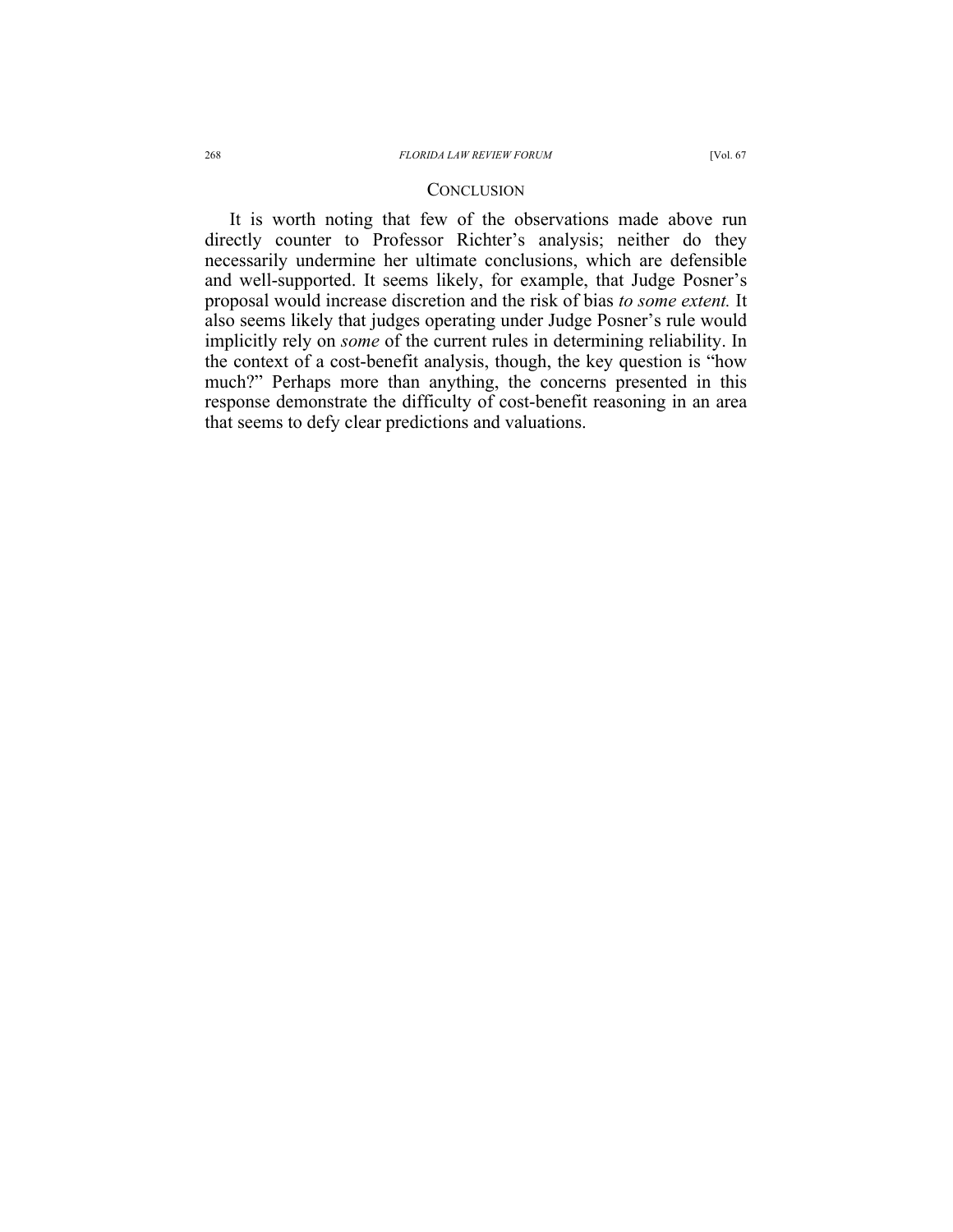## Conclusion

It is worth noting that few of the observations made above run directly counter to Professor Richter's analysis; neither do they necessarily undermine her ultimate conclusions, which are defensible and well-supported. It seems likely, for example, that Judge Posner's proposal would increase discretion and the risk of bias *to some extent.* It also seems likely that judges operating under Judge Posner's rule would implicitly rely on *some* of the current rules in determining reliability. In the context of a cost-benefit analysis, though, the key question is "how much?" Perhaps more than anything, the concerns presented in this response demonstrate the difficulty of cost-benefit reasoning in an area that seems to defy clear predictions and valuations.